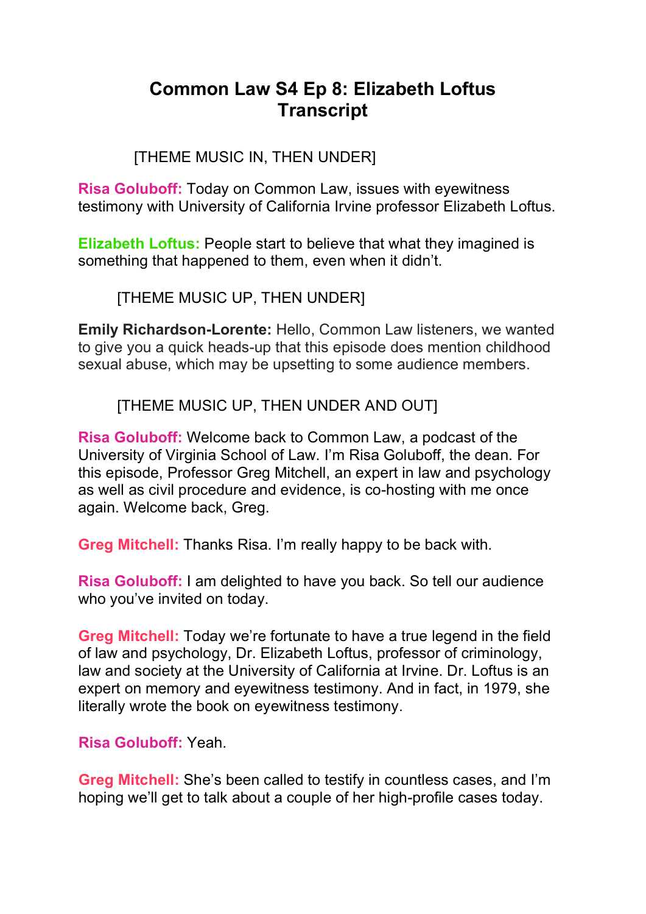# Common Law S4 Ep 8: Elizabeth Loftus Transcript

[THEME MUSIC IN, THEN UNDER]

**Risa Goluboff:** Today on Common Law, issues with eyewitness testimony with University of California Irvine professor Elizabeth Loftus.

**Elizabeth Loftus:** People start to believe that what they imagined is something that happened to them, even when it didn't.

[THEME MUSIC UP, THEN UNDER]

**Emily Richardson-Lorente:** Hello, Common Law listeners, we wanted to give you a quick heads-up that this episode does mention childhood sexual abuse, which may be upsetting to some audience members.

[THEME MUSIC UP, THEN UNDER AND OUT]

**Risa Goluboff:** Welcome back to Common Law, a podcast of the University of Virginia School of Law. I'm Risa Goluboff, the dean. For this episode, Professor Greg Mitchell, an expert in law and psychology as well as civil procedure and evidence, is co-hosting with me once again. Welcome back, Greg.

**Greg Mitchell:** Thanks Risa. I'm really happy to be back with.

**Risa Goluboff:** I am delighted to have you back. So tell our audience who you've invited on today.

**Greg Mitchell:** Today we're fortunate to have a true legend in the field of law and psychology, Dr. Elizabeth Loftus, professor of criminology, law and society at the University of California at Irvine. Dr. Loftus is an expert on memory and eyewitness testimony. And in fact, in 1979, she literally wrote the book on eyewitness testimony.

**Risa Goluboff:** Yeah.

**Greg Mitchell:** She's been called to testify in countless cases, and I'm hoping we'll get to talk about a couple of her high-profile cases today.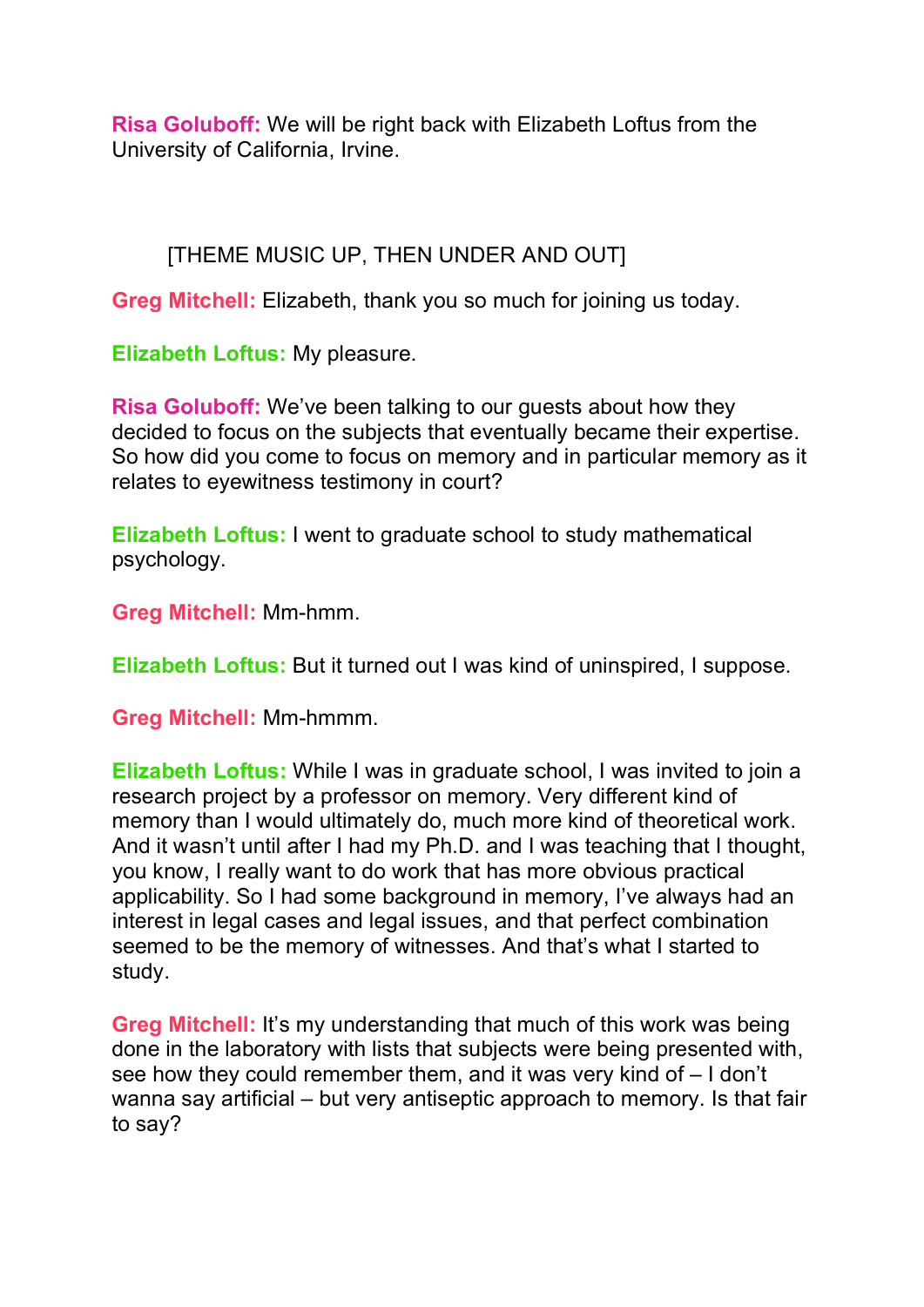**Risa Goluboff:** We will be right back with Elizabeth Loftus from the University of California, Irvine.

[THEME MUSIC UP, THEN UNDER AND OUT]

**Greg Mitchell:** Elizabeth, thank you so much for joining us today.

**Elizabeth Loftus:** My pleasure.

**Risa Goluboff:** We've been talking to our guests about how they decided to focus on the subjects that eventually became their expertise. So how did you come to focus on memory and in particular memory as it relates to eyewitness testimony in court?

**Elizabeth Loftus:** I went to graduate school to study mathematical psychology.

**Greg Mitchell:** Mm-hmm.

**Elizabeth Loftus:** But it turned out I was kind of uninspired, I suppose.

**Greg Mitchell:** Mm-hmmm.

**Elizabeth Loftus:** While I was in graduate school, I was invited to join a research project by a professor on memory. Very different kind of memory than I would ultimately do, much more kind of theoretical work. And it wasn't until after I had my Ph.D. and I was teaching that I thought, you know, I really want to do work that has more obvious practical applicability. So I had some background in memory, I've always had an interest in legal cases and legal issues, and that perfect combination seemed to be the memory of witnesses. And that's what I started to study.

**Greg Mitchell:** It's my understanding that much of this work was being done in the laboratory with lists that subjects were being presented with, see how they could remember them, and it was very kind of – I don't wanna say artificial – but very antiseptic approach to memory. Is that fair to say?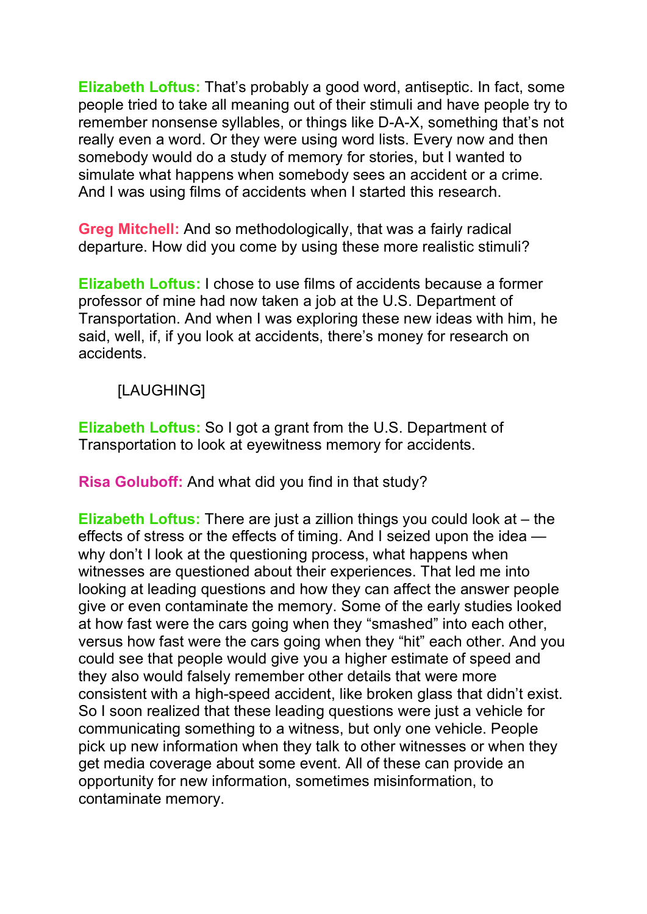**Elizabeth Loftus:** That's probably a good word, antiseptic. In fact, some people tried to take all meaning out of their stimuli and have people try to remember nonsense syllables, or things like D-A-X, something that's not really even a word. Or they were using word lists. Every now and then somebody would do a study of memory for stories, but I wanted to simulate what happens when somebody sees an accident or a crime. And I was using films of accidents when I started this research.

**Greg Mitchell:** And so methodologically, that was a fairly radical departure. How did you come by using these more realistic stimuli?

**Elizabeth Loftus:** I chose to use films of accidents because a former professor of mine had now taken a job at the U.S. Department of Transportation. And when I was exploring these new ideas with him, he said, well, if, if you look at accidents, there's money for research on accidents.

[LAUGHING]

**Elizabeth Loftus:** So I got a grant from the U.S. Department of Transportation to look at eyewitness memory for accidents.

**Risa Goluboff:** And what did you find in that study?

**Elizabeth Loftus:** There are just a zillion things you could look at – the effects of stress or the effects of timing. And I seized upon the idea — why don't I look at the questioning process, what happens when witnesses are questioned about their experiences. That led me into looking at leading questions and how they can affect the answer people give or even contaminate the memory. Some of the early studies looked at how fast were the cars going when they "smashed" into each other, versus how fast were the cars going when they "hit" each other. And you could see that people would give you a higher estimate of speed and they also would falsely remember other details that were more consistent with a high-speed accident, like broken glass that didn't exist. So I soon realized that these leading questions were just a vehicle for communicating something to a witness, but only one vehicle. People pick up new information when they talk to other witnesses or when they get media coverage about some event. All of these can provide an opportunity for new information, sometimes misinformation, to contaminate memory.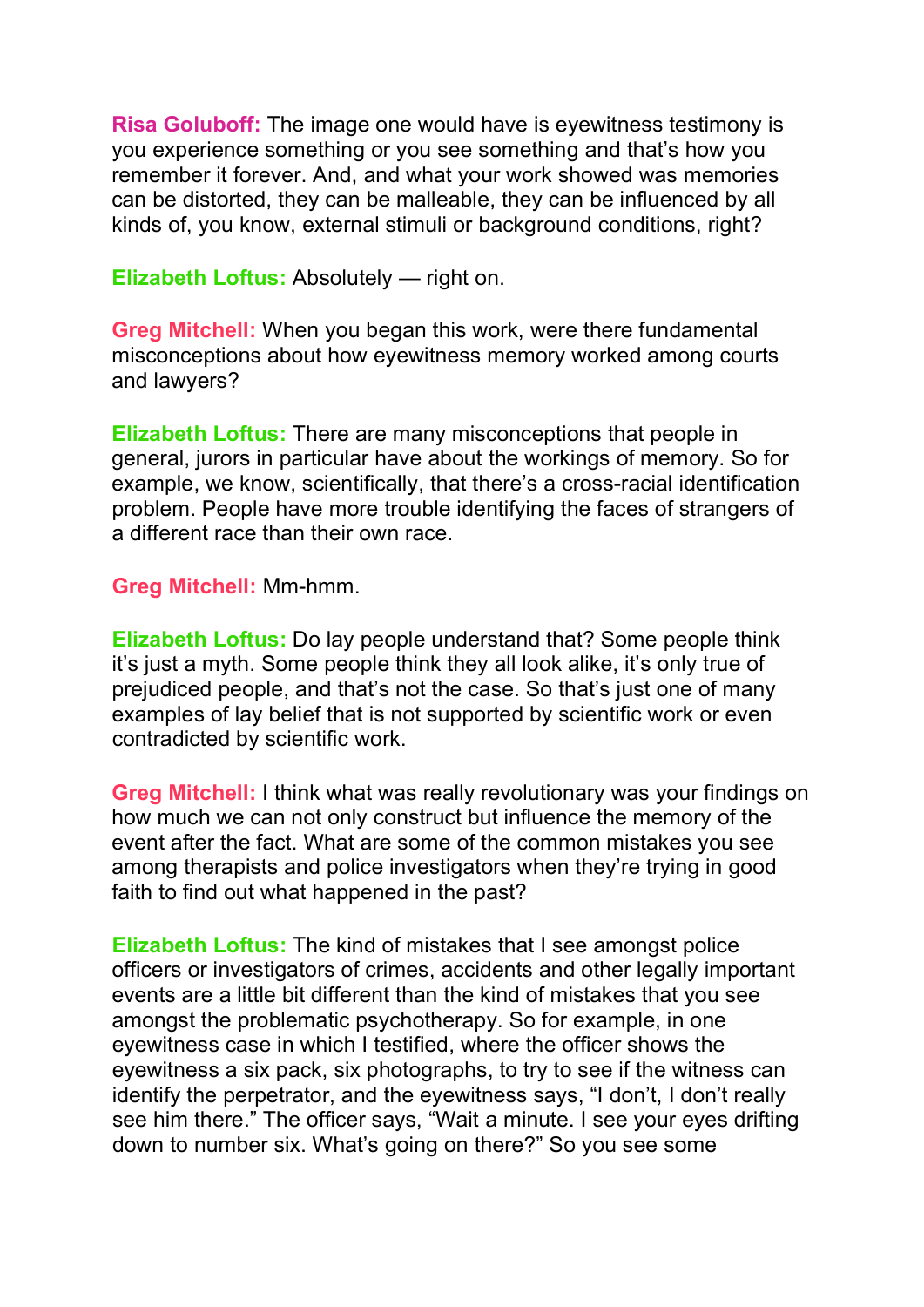**Risa Goluboff:** The image one would have is eyewitness testimony is you experience something or you see something and that's how you remember it forever. And, and what your work showed was memories can be distorted, they can be malleable, they can be influenced by all kinds of, you know, external stimuli or background conditions, right?

**Elizabeth Loftus:** Absolutely — right on.

**Greg Mitchell:** When you began this work, were there fundamental misconceptions about how eyewitness memory worked among courts and lawyers?

**Elizabeth Loftus:** There are many misconceptions that people in general, jurors in particular have about the workings of memory. So for example, we know, scientifically, that there's a cross-racial identification problem. People have more trouble identifying the faces of strangers of a different race than their own race.

**Greg Mitchell:** Mm-hmm.

**Elizabeth Loftus:** Do lay people understand that? Some people think it's just a myth. Some people think they all look alike, it's only true of prejudiced people, and that's not the case. So that's just one of many examples of lay belief that is not supported by scientific work or even contradicted by scientific work.

**Greg Mitchell:** I think what was really revolutionary was your findings on how much we can not only construct but influence the memory of the event after the fact. What are some of the common mistakes you see among therapists and police investigators when they're trying in good faith to find out what happened in the past?

**Elizabeth Loftus:** The kind of mistakes that I see amongst police officers or investigators of crimes, accidents and other legally important events are a little bit different than the kind of mistakes that you see amongst the problematic psychotherapy. So for example, in one eyewitness case in which I testified, where the officer shows the eyewitness a six pack, six photographs, to try to see if the witness can identify the perpetrator, and the eyewitness says, "I don't, I don't really see him there." The officer says, "Wait a minute. I see your eyes drifting down to number six. What's going on there?" So you see some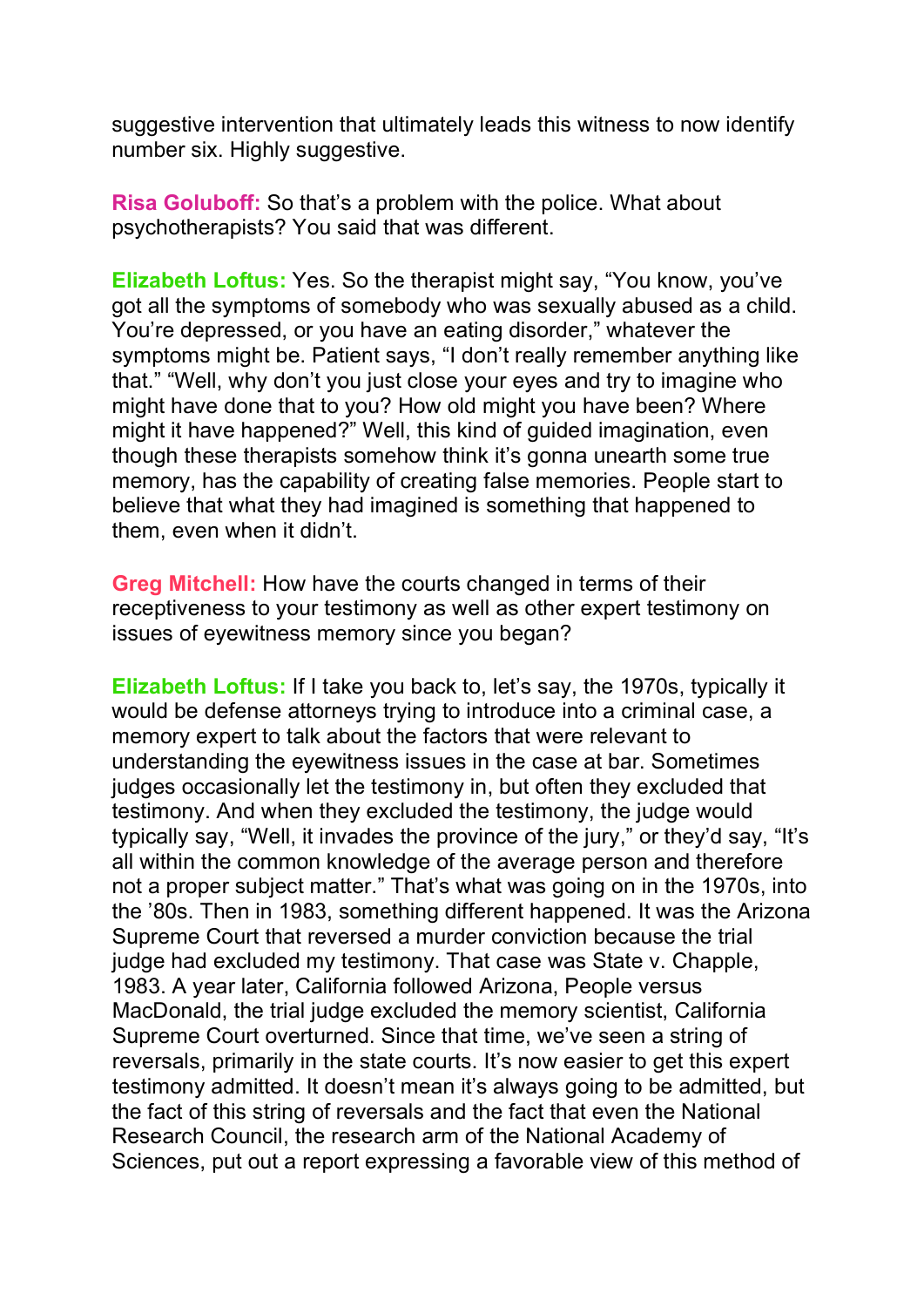suggestive intervention that ultimately leads this witness to now identify number six. Highly suggestive.

**Risa Goluboff:** So that's a problem with the police. What about psychotherapists? You said that was different.

**Elizabeth Loftus:** Yes. So the therapist might say, "You know, you've got all the symptoms of somebody who was sexually abused as a child. You're depressed, or you have an eating disorder," whatever the symptoms might be. Patient says, "I don't really remember anything like that." "Well, why don't you just close your eyes and try to imagine who might have done that to you? How old might you have been? Where might it have happened?" Well, this kind of guided imagination, even though these therapists somehow think it's gonna unearth some true memory, has the capability of creating false memories. People start to believe that what they had imagined is something that happened to them, even when it didn't.

**Greg Mitchell:** How have the courts changed in terms of their receptiveness to your testimony as well as other expert testimony on issues of eyewitness memory since you began?

**Elizabeth Loftus:** If I take you back to, let's say, the 1970s, typically it would be defense attorneys trying to introduce into a criminal case, a memory expert to talk about the factors that were relevant to understanding the eyewitness issues in the case at bar. Sometimes judges occasionally let the testimony in, but often they excluded that testimony. And when they excluded the testimony, the judge would typically say, "Well, it invades the province of the jury," or they'd say, "It's all within the common knowledge of the average person and therefore not a proper subject matter." That's what was going on in the 1970s, into the '80s. Then in 1983, something different happened. It was the Arizona Supreme Court that reversed a murder conviction because the trial judge had excluded my testimony. That case was State v. Chapple, 1983. A year later, California followed Arizona, People versus MacDonald, the trial judge excluded the memory scientist, California Supreme Court overturned. Since that time, we've seen a string of reversals, primarily in the state courts. It's now easier to get this expert testimony admitted. It doesn't mean it's always going to be admitted, but the fact of this string of reversals and the fact that even the National Research Council, the research arm of the National Academy of Sciences, put out a report expressing a favorable view of this method of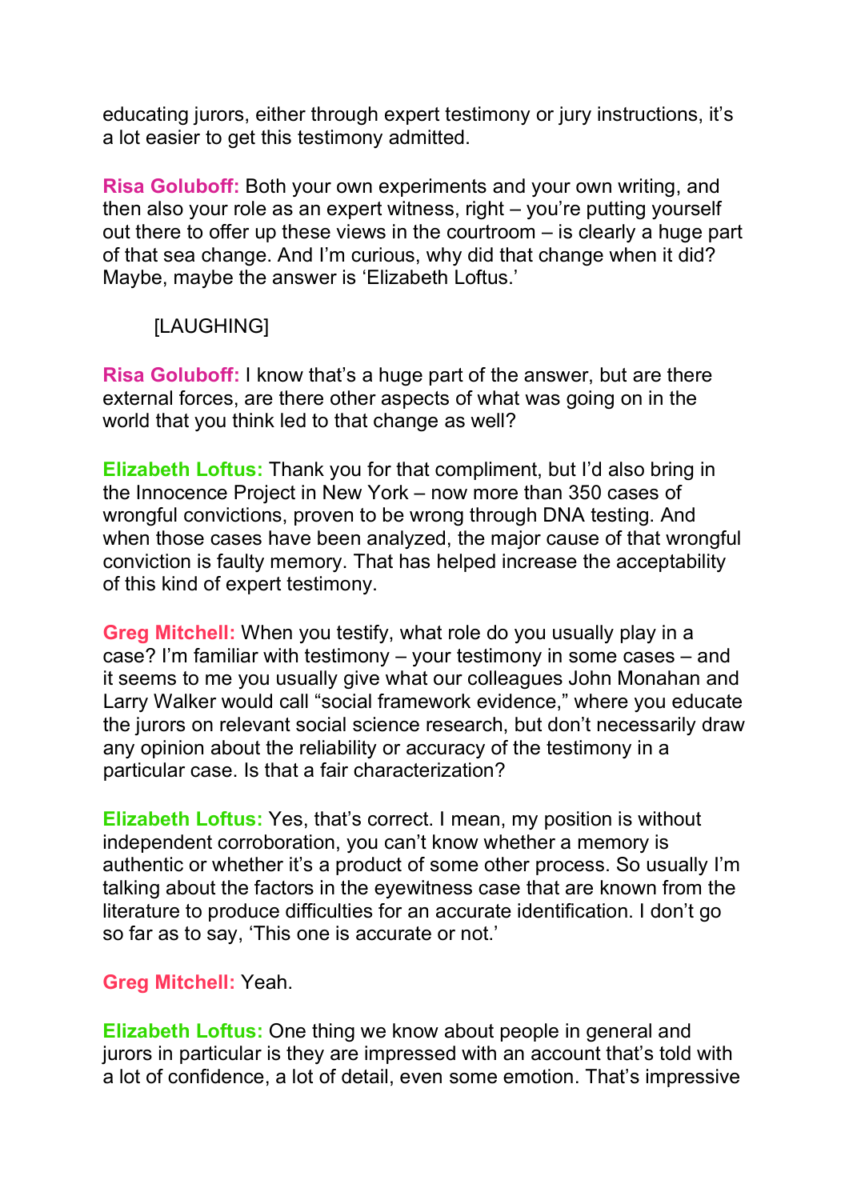educating jurors, either through expert testimony or jury instructions, it's a lot easier to get this testimony admitted.

**Risa Goluboff:** Both your own experiments and your own writing, and then also your role as an expert witness, right – you're putting yourself out there to offer up these views in the courtroom – is clearly a huge part of that sea change. And I'm curious, why did that change when it did? Maybe, maybe the answer is 'Elizabeth Loftus.'

[LAUGHING]

**Risa Goluboff:** I know that's a huge part of the answer, but are there external forces, are there other aspects of what was going on in the world that you think led to that change as well?

**Elizabeth Loftus:** Thank you for that compliment, but I'd also bring in the Innocence Project in New York – now more than 350 cases of wrongful convictions, proven to be wrong through DNA testing. And when those cases have been analyzed, the major cause of that wrongful conviction is faulty memory. That has helped increase the acceptability of this kind of expert testimony.

**Greg Mitchell:** When you testify, what role do you usually play in a case? I'm familiar with testimony – your testimony in some cases – and it seems to me you usually give what our colleagues John Monahan and Larry Walker would call "social framework evidence," where you educate the jurors on relevant social science research, but don't necessarily draw any opinion about the reliability or accuracy of the testimony in a particular case. Is that a fair characterization?

**Elizabeth Loftus:** Yes, that's correct. I mean, my position is without independent corroboration, you can't know whether a memory is authentic or whether it's a product of some other process. So usually I'm talking about the factors in the eyewitness case that are known from the literature to produce difficulties for an accurate identification. I don't go so far as to say, 'This one is accurate or not.'

**Greg Mitchell:** Yeah.

**Elizabeth Loftus:** One thing we know about people in general and jurors in particular is they are impressed with an account that's told with a lot of confidence, a lot of detail, even some emotion. That's impressive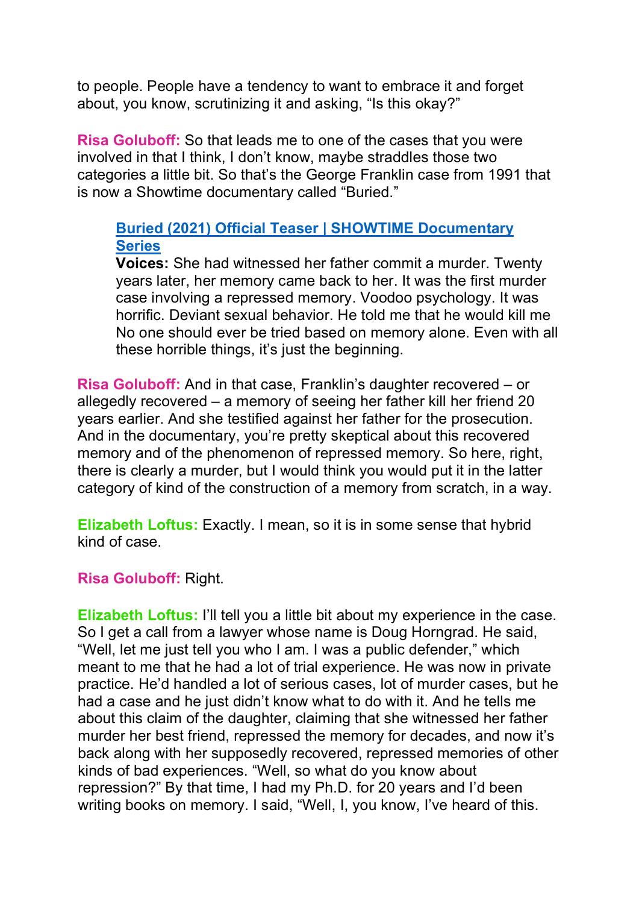to people. People have a tendency to want to embrace it and forget about, you know, scrutinizing it and asking, "Is this okay?"

**Risa Goluboff:** So that leads me to one of the cases that you were involved in that I think, I don't know, maybe straddles those two categories a little bit. So that's the George Franklin case from 1991 that is now a Showtime documentary called "Buried."

> **[Buried (2021) Official Teaser | SHOWTIME Documentary Series]()**
> **Voices:** She had witnessed her father commit a murder. Twenty years later, her memory came back to her. It was the first murder case involving a repressed memory. Voodoo psychology. It was horrific. Deviant sexual behavior. He told me that he would kill me No one should ever be tried based on memory alone. Even with all these horrible things, it's just the beginning.

**Risa Goluboff:** And in that case, Franklin's daughter recovered – or allegedly recovered – a memory of seeing her father kill her friend 20 years earlier. And she testified against her father for the prosecution. And in the documentary, you're pretty skeptical about this recovered memory and of the phenomenon of repressed memory. So here, right, there is clearly a murder, but I would think you would put it in the latter category of kind of the construction of a memory from scratch, in a way.

**Elizabeth Loftus:** Exactly. I mean, so it is in some sense that hybrid kind of case.

**Risa Goluboff:** Right.

**Elizabeth Loftus:** I'll tell you a little bit about my experience in the case. So I get a call from a lawyer whose name is Doug Horngrad. He said, "Well, let me just tell you who I am. I was a public defender," which meant to me that he had a lot of trial experience. He was now in private practice. He'd handled a lot of serious cases, lot of murder cases, but he had a case and he just didn't know what to do with it. And he tells me about this claim of the daughter, claiming that she witnessed her father murder her best friend, repressed the memory for decades, and now it's back along with her supposedly recovered, repressed memories of other kinds of bad experiences. "Well, so what do you know about repression?" By that time, I had my Ph.D. for 20 years and I'd been writing books on memory. I said, "Well, I, you know, I've heard of this.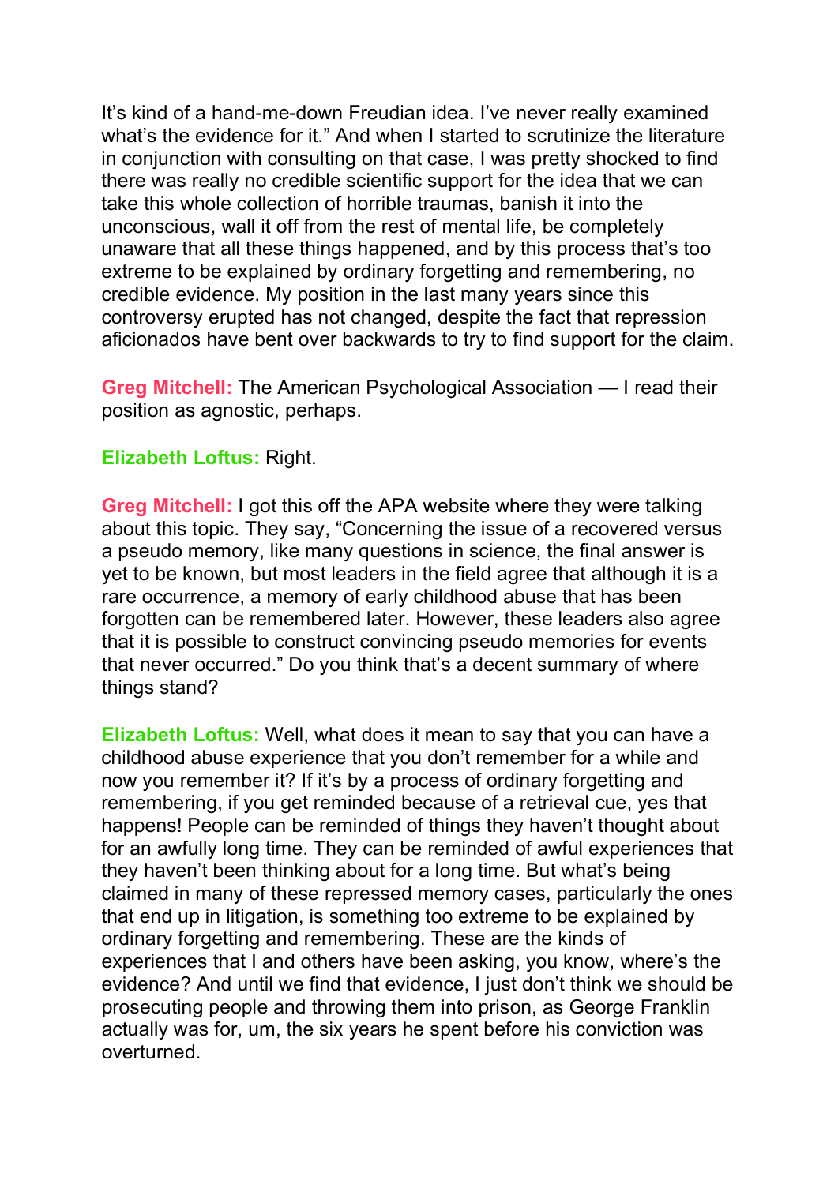It's kind of a hand-me-down Freudian idea. I've never really examined what's the evidence for it." And when I started to scrutinize the literature in conjunction with consulting on that case, I was pretty shocked to find there was really no credible scientific support for the idea that we can take this whole collection of horrible traumas, banish it into the unconscious, wall it off from the rest of mental life, be completely unaware that all these things happened, and by this process that's too extreme to be explained by ordinary forgetting and remembering, no credible evidence. My position in the last many years since this controversy erupted has not changed, despite the fact that repression aficionados have bent over backwards to try to find support for the claim.

**Greg Mitchell:** The American Psychological Association — I read their position as agnostic, perhaps.

**Elizabeth Loftus:** Right.

**Greg Mitchell:** I got this off the APA website where they were talking about this topic. They say, "Concerning the issue of a recovered versus a pseudo memory, like many questions in science, the final answer is yet to be known, but most leaders in the field agree that although it is a rare occurrence, a memory of early childhood abuse that has been forgotten can be remembered later. However, these leaders also agree that it is possible to construct convincing pseudo memories for events that never occurred." Do you think that's a decent summary of where things stand?

**Elizabeth Loftus:** Well, what does it mean to say that you can have a childhood abuse experience that you don't remember for a while and now you remember it? If it's by a process of ordinary forgetting and remembering, if you get reminded because of a retrieval cue, yes that happens! People can be reminded of things they haven't thought about for an awfully long time. They can be reminded of awful experiences that they haven't been thinking about for a long time. But what's being claimed in many of these repressed memory cases, particularly the ones that end up in litigation, is something too extreme to be explained by ordinary forgetting and remembering. These are the kinds of experiences that I and others have been asking, you know, where's the evidence? And until we find that evidence, I just don't think we should be prosecuting people and throwing them into prison, as George Franklin actually was for, um, the six years he spent before his conviction was overturned.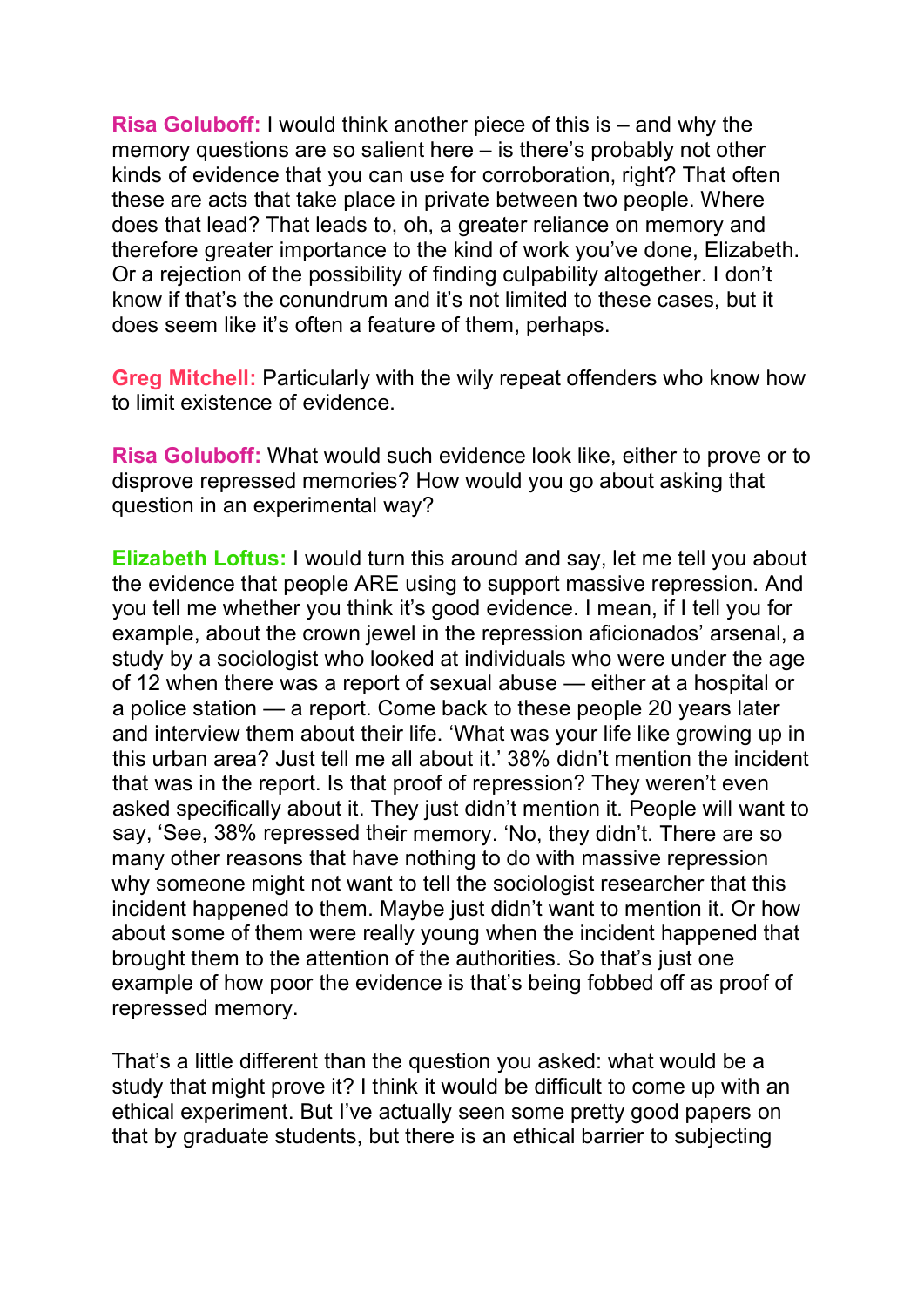**Risa Goluboff:** I would think another piece of this is – and why the memory questions are so salient here – is there's probably not other kinds of evidence that you can use for corroboration, right? That often these are acts that take place in private between two people. Where does that lead? That leads to, oh, a greater reliance on memory and therefore greater importance to the kind of work you've done, Elizabeth. Or a rejection of the possibility of finding culpability altogether. I don't know if that's the conundrum and it's not limited to these cases, but it does seem like it's often a feature of them, perhaps.

**Greg Mitchell:** Particularly with the wily repeat offenders who know how to limit existence of evidence.

**Risa Goluboff:** What would such evidence look like, either to prove or to disprove repressed memories? How would you go about asking that question in an experimental way?

**Elizabeth Loftus:** I would turn this around and say, let me tell you about the evidence that people ARE using to support massive repression. And you tell me whether you think it's good evidence. I mean, if I tell you for example, about the crown jewel in the repression aficionados' arsenal, a study by a sociologist who looked at individuals who were under the age of 12 when there was a report of sexual abuse — either at a hospital or a police station — a report. Come back to these people 20 years later and interview them about their life. 'What was your life like growing up in this urban area? Just tell me all about it.' 38% didn't mention the incident that was in the report. Is that proof of repression? They weren't even asked specifically about it. They just didn't mention it. People will want to say, 'See, 38% repressed their memory. 'No, they didn't. There are so many other reasons that have nothing to do with massive repression why someone might not want to tell the sociologist researcher that this incident happened to them. Maybe just didn't want to mention it. Or how about some of them were really young when the incident happened that brought them to the attention of the authorities. So that's just one example of how poor the evidence is that's being fobbed off as proof of repressed memory.

That's a little different than the question you asked: what would be a study that might prove it? I think it would be difficult to come up with an ethical experiment. But I've actually seen some pretty good papers on that by graduate students, but there is an ethical barrier to subjecting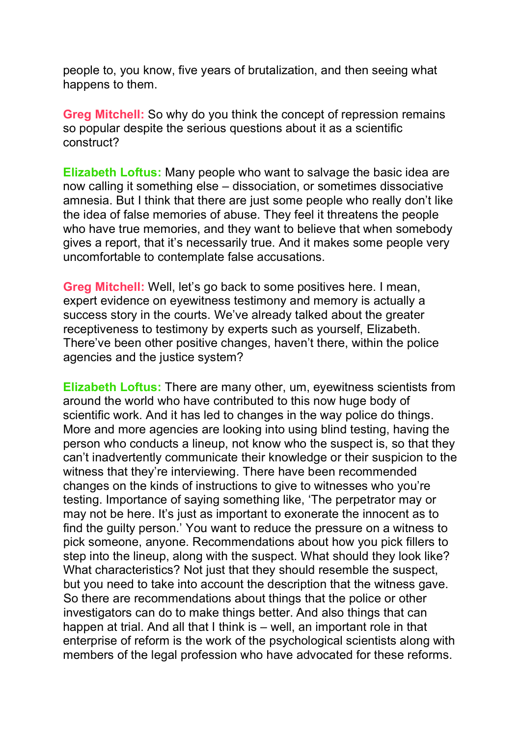people to, you know, five years of brutalization, and then seeing what happens to them.

**Greg Mitchell:** So why do you think the concept of repression remains so popular despite the serious questions about it as a scientific construct?

**Elizabeth Loftus:** Many people who want to salvage the basic idea are now calling it something else – dissociation, or sometimes dissociative amnesia. But I think that there are just some people who really don't like the idea of false memories of abuse. They feel it threatens the people who have true memories, and they want to believe that when somebody gives a report, that it's necessarily true. And it makes some people very uncomfortable to contemplate false accusations.

**Greg Mitchell:** Well, let's go back to some positives here. I mean, expert evidence on eyewitness testimony and memory is actually a success story in the courts. We've already talked about the greater receptiveness to testimony by experts such as yourself, Elizabeth. There've been other positive changes, haven't there, within the police agencies and the justice system?

**Elizabeth Loftus:** There are many other, um, eyewitness scientists from around the world who have contributed to this now huge body of scientific work. And it has led to changes in the way police do things. More and more agencies are looking into using blind testing, having the person who conducts a lineup, not know who the suspect is, so that they can't inadvertently communicate their knowledge or their suspicion to the witness that they're interviewing. There have been recommended changes on the kinds of instructions to give to witnesses who you're testing. Importance of saying something like, 'The perpetrator may or may not be here. It's just as important to exonerate the innocent as to find the guilty person.' You want to reduce the pressure on a witness to pick someone, anyone. Recommendations about how you pick fillers to step into the lineup, along with the suspect. What should they look like? What characteristics? Not just that they should resemble the suspect, but you need to take into account the description that the witness gave. So there are recommendations about things that the police or other investigators can do to make things better. And also things that can happen at trial. And all that I think is – well, an important role in that enterprise of reform is the work of the psychological scientists along with members of the legal profession who have advocated for these reforms.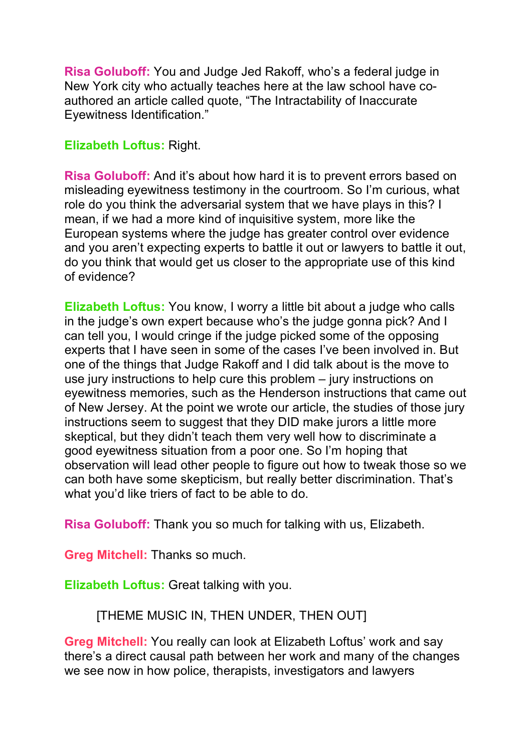**Risa Goluboff:** You and Judge Jed Rakoff, who's a federal judge in New York city who actually teaches here at the law school have co-authored an article called quote, "The Intractability of Inaccurate Eyewitness Identification."

**Elizabeth Loftus:** Right.

**Risa Goluboff:** And it's about how hard it is to prevent errors based on misleading eyewitness testimony in the courtroom. So I'm curious, what role do you think the adversarial system that we have plays in this? I mean, if we had a more kind of inquisitive system, more like the European systems where the judge has greater control over evidence and you aren't expecting experts to battle it out or lawyers to battle it out, do you think that would get us closer to the appropriate use of this kind of evidence?

**Elizabeth Loftus:** You know, I worry a little bit about a judge who calls in the judge's own expert because who's the judge gonna pick? And I can tell you, I would cringe if the judge picked some of the opposing experts that I have seen in some of the cases I've been involved in. But one of the things that Judge Rakoff and I did talk about is the move to use jury instructions to help cure this problem – jury instructions on eyewitness memories, such as the Henderson instructions that came out of New Jersey. At the point we wrote our article, the studies of those jury instructions seem to suggest that they DID make jurors a little more skeptical, but they didn't teach them very well how to discriminate a good eyewitness situation from a poor one. So I'm hoping that observation will lead other people to figure out how to tweak those so we can both have some skepticism, but really better discrimination. That's what you'd like triers of fact to be able to do.

**Risa Goluboff:** Thank you so much for talking with us, Elizabeth.

**Greg Mitchell:** Thanks so much.

**Elizabeth Loftus:** Great talking with you.

[THEME MUSIC IN, THEN UNDER, THEN OUT]

**Greg Mitchell:** You really can look at Elizabeth Loftus' work and say there's a direct causal path between her work and many of the changes we see now in how police, therapists, investigators and lawyers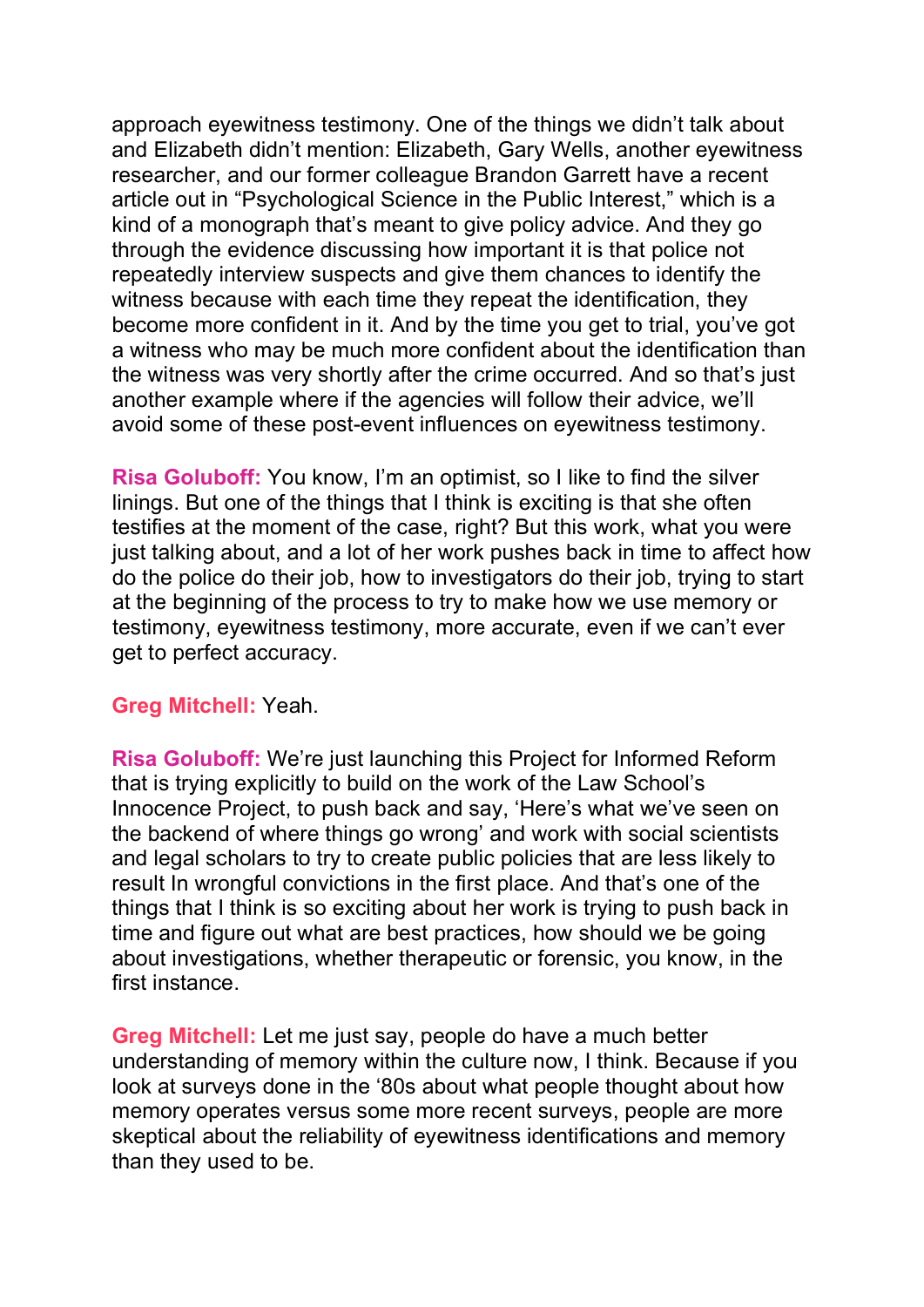approach eyewitness testimony. One of the things we didn't talk about and Elizabeth didn't mention: Elizabeth, Gary Wells, another eyewitness researcher, and our former colleague Brandon Garrett have a recent article out in "Psychological Science in the Public Interest," which is a kind of a monograph that's meant to give policy advice. And they go through the evidence discussing how important it is that police not repeatedly interview suspects and give them chances to identify the witness because with each time they repeat the identification, they become more confident in it. And by the time you get to trial, you've got a witness who may be much more confident about the identification than the witness was very shortly after the crime occurred. And so that's just another example where if the agencies will follow their advice, we'll avoid some of these post-event influences on eyewitness testimony.

**Risa Goluboff:** You know, I'm an optimist, so I like to find the silver linings. But one of the things that I think is exciting is that she often testifies at the moment of the case, right? But this work, what you were just talking about, and a lot of her work pushes back in time to affect how do the police do their job, how to investigators do their job, trying to start at the beginning of the process to try to make how we use memory or testimony, eyewitness testimony, more accurate, even if we can't ever get to perfect accuracy.

**Greg Mitchell:** Yeah.

**Risa Goluboff:** We're just launching this Project for Informed Reform that is trying explicitly to build on the work of the Law School's Innocence Project, to push back and say, 'Here's what we've seen on the backend of where things go wrong' and work with social scientists and legal scholars to try to create public policies that are less likely to result In wrongful convictions in the first place. And that's one of the things that I think is so exciting about her work is trying to push back in time and figure out what are best practices, how should we be going about investigations, whether therapeutic or forensic, you know, in the first instance.

**Greg Mitchell:** Let me just say, people do have a much better understanding of memory within the culture now, I think. Because if you look at surveys done in the '80s about what people thought about how memory operates versus some more recent surveys, people are more skeptical about the reliability of eyewitness identifications and memory than they used to be.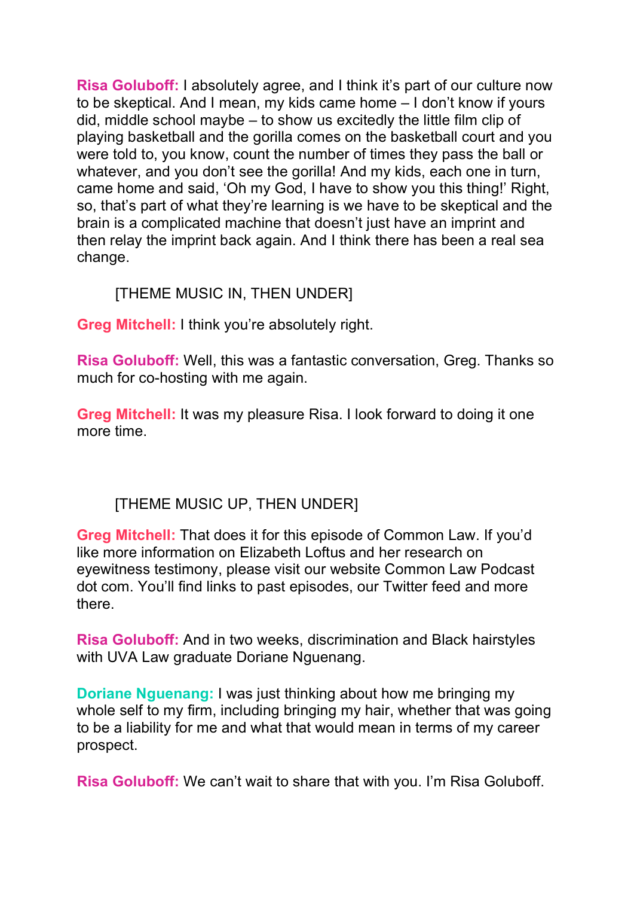**Risa Goluboff:** I absolutely agree, and I think it's part of our culture now to be skeptical. And I mean, my kids came home – I don't know if yours did, middle school maybe – to show us excitedly the little film clip of playing basketball and the gorilla comes on the basketball court and you were told to, you know, count the number of times they pass the ball or whatever, and you don't see the gorilla! And my kids, each one in turn, came home and said, 'Oh my God, I have to show you this thing!' Right, so, that's part of what they're learning is we have to be skeptical and the brain is a complicated machine that doesn't just have an imprint and then relay the imprint back again. And I think there has been a real sea change.

[THEME MUSIC IN, THEN UNDER]

**Greg Mitchell:** I think you're absolutely right.

**Risa Goluboff:** Well, this was a fantastic conversation, Greg. Thanks so much for co-hosting with me again.

**Greg Mitchell:** It was my pleasure Risa. I look forward to doing it one more time.

[THEME MUSIC UP, THEN UNDER]

**Greg Mitchell:** That does it for this episode of Common Law. If you'd like more information on Elizabeth Loftus and her research on eyewitness testimony, please visit our website Common Law Podcast dot com. You'll find links to past episodes, our Twitter feed and more there.

**Risa Goluboff:** And in two weeks, discrimination and Black hairstyles with UVA Law graduate Doriane Nguenang.

**Doriane Nguenang:** I was just thinking about how me bringing my whole self to my firm, including bringing my hair, whether that was going to be a liability for me and what that would mean in terms of my career prospect.

**Risa Goluboff:** We can't wait to share that with you. I'm Risa Goluboff.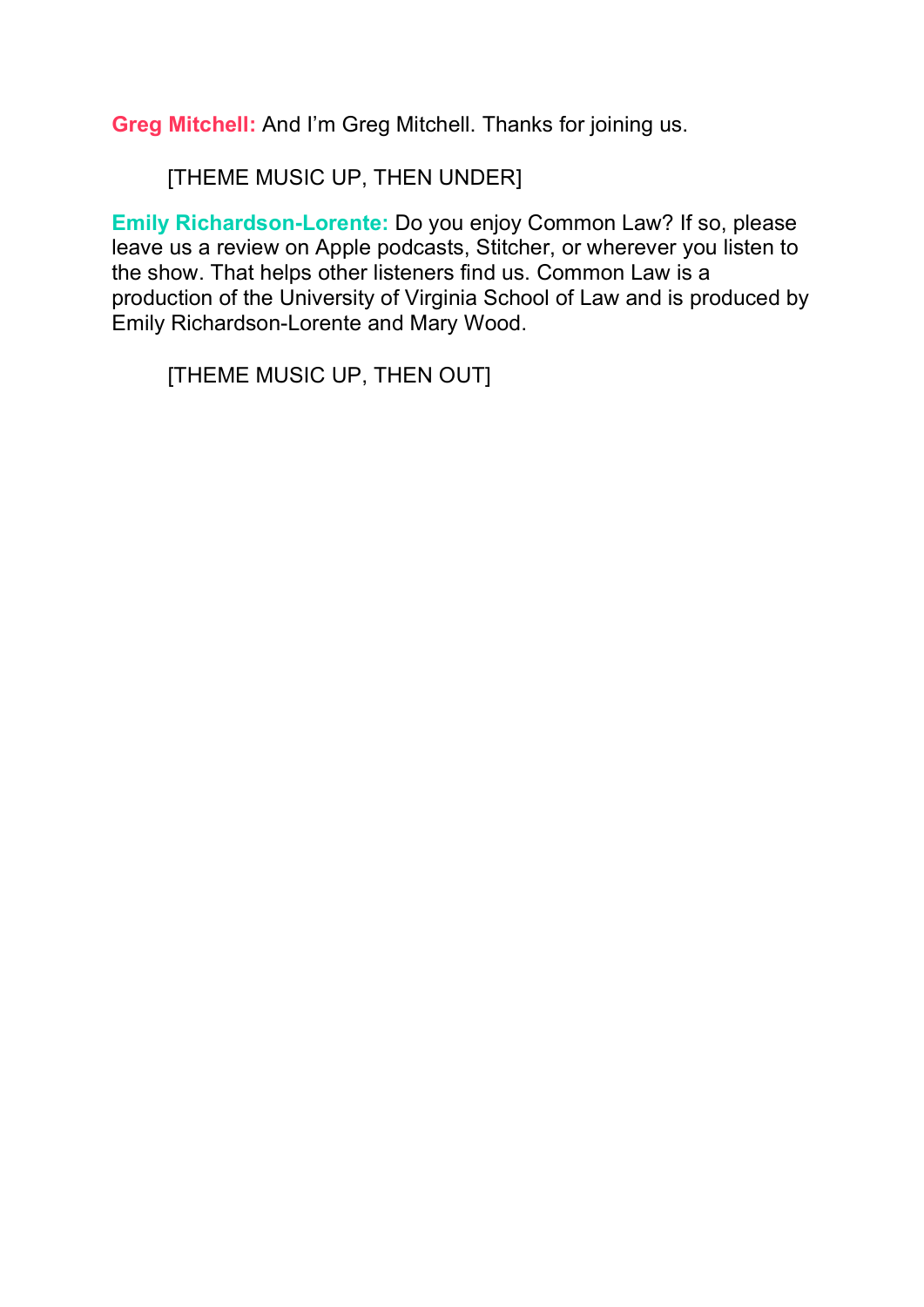**Greg Mitchell:** And I'm Greg Mitchell. Thanks for joining us.

[THEME MUSIC UP, THEN UNDER]

**Emily Richardson-Lorente:** Do you enjoy Common Law? If so, please leave us a review on Apple podcasts, Stitcher, or wherever you listen to the show. That helps other listeners find us. Common Law is a production of the University of Virginia School of Law and is produced by Emily Richardson-Lorente and Mary Wood.

[THEME MUSIC UP, THEN OUT]